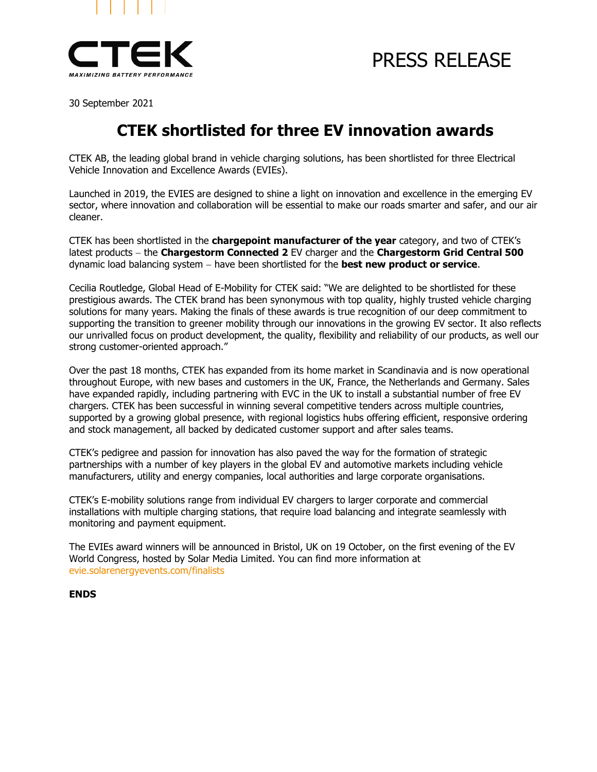CTEK

MAXIMIZING BATTERY PERFORMANCE

PRESS RELEASE

30 September 2021

# CTEK shortlisted for three EV innovation awards

CTEK AB, the leading global brand in vehicle charging solutions, has been shortlisted for three Electrical Vehicle Innovation and Excellence Awards (EVIEs).

Launched in 2019, the EVIES are designed to shine a light on innovation and excellence in the emerging EV sector, where innovation and collaboration will be essential to make our roads smarter and safer, and our air cleaner.

CTEK has been shortlisted in the **chargepoint manufacturer of the year** category, and two of CTEK's latest products – the **Chargestorm Connected 2** EV charger and the **Chargestorm Grid Central 500** dynamic load balancing system – have been shortlisted for the **best new product or service**.

Cecilia Routledge, Global Head of E-Mobility for CTEK said: "We are delighted to be shortlisted for these prestigious awards. The CTEK brand has been synonymous with top quality, highly trusted vehicle charging solutions for many years. Making the finals of these awards is true recognition of our deep commitment to supporting the transition to greener mobility through our innovations in the growing EV sector. It also reflects our unrivalled focus on product development, the quality, flexibility and reliability of our products, as well our strong customer-oriented approach."

Over the past 18 months, CTEK has expanded from its home market in Scandinavia and is now operational throughout Europe, with new bases and customers in the UK, France, the Netherlands and Germany. Sales have expanded rapidly, including partnering with EVC in the UK to install a substantial number of free EV chargers. CTEK has been successful in winning several competitive tenders across multiple countries, supported by a growing global presence, with regional logistics hubs offering efficient, responsive ordering and stock management, all backed by dedicated customer support and after sales teams.

CTEK's pedigree and passion for innovation has also paved the way for the formation of strategic partnerships with a number of key players in the global EV and automotive markets including vehicle manufacturers, utility and energy companies, local authorities and large corporate organisations.

CTEK's E-mobility solutions range from individual EV chargers to larger corporate and commercial installations with multiple charging stations, that require load balancing and integrate seamlessly with monitoring and payment equipment.

The EVIEs award winners will be announced in Bristol, UK on 19 October, on the first evening of the EV World Congress, hosted by Solar Media Limited. You can find more information at evie.solarenergyevents.com/finalists

**ENDS**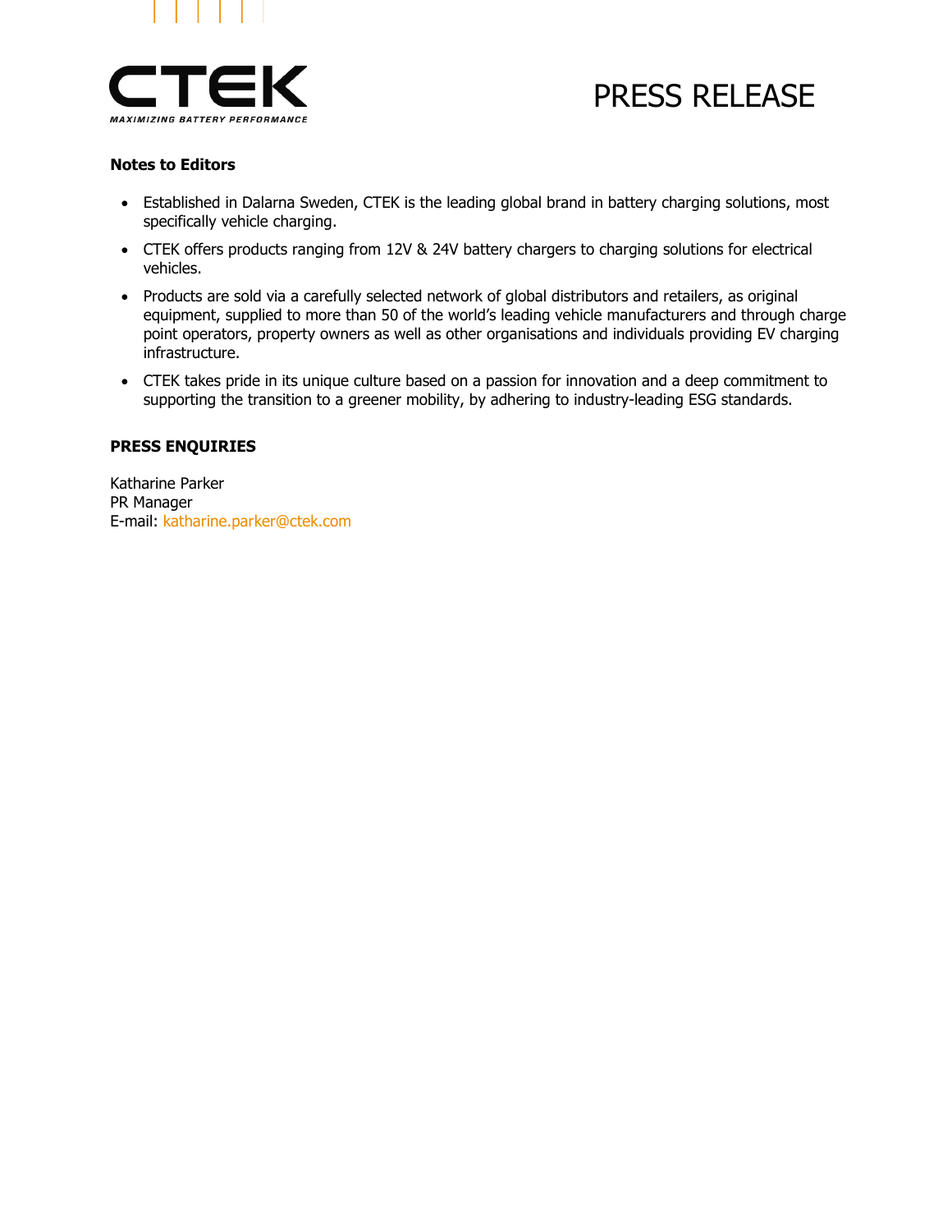**Notes to Editors**

- Established in Dalarna Sweden, CTEK is the leading global brand in battery charging solutions, most specifically vehicle charging.
- CTEK offers products ranging from 12V & 24V battery chargers to charging solutions for electrical vehicles.
- Products are sold via a carefully selected network of global distributors and retailers, as original equipment, supplied to more than 50 of the world's leading vehicle manufacturers and through charge point operators, property owners as well as other organisations and individuals providing EV charging infrastructure.
- CTEK takes pride in its unique culture based on a passion for innovation and a deep commitment to supporting the transition to a greener mobility, by adhering to industry-leading ESG standards.

**PRESS ENQUIRIES**

Katharine Parker
PR Manager
E-mail: katharine.parker@ctek.com